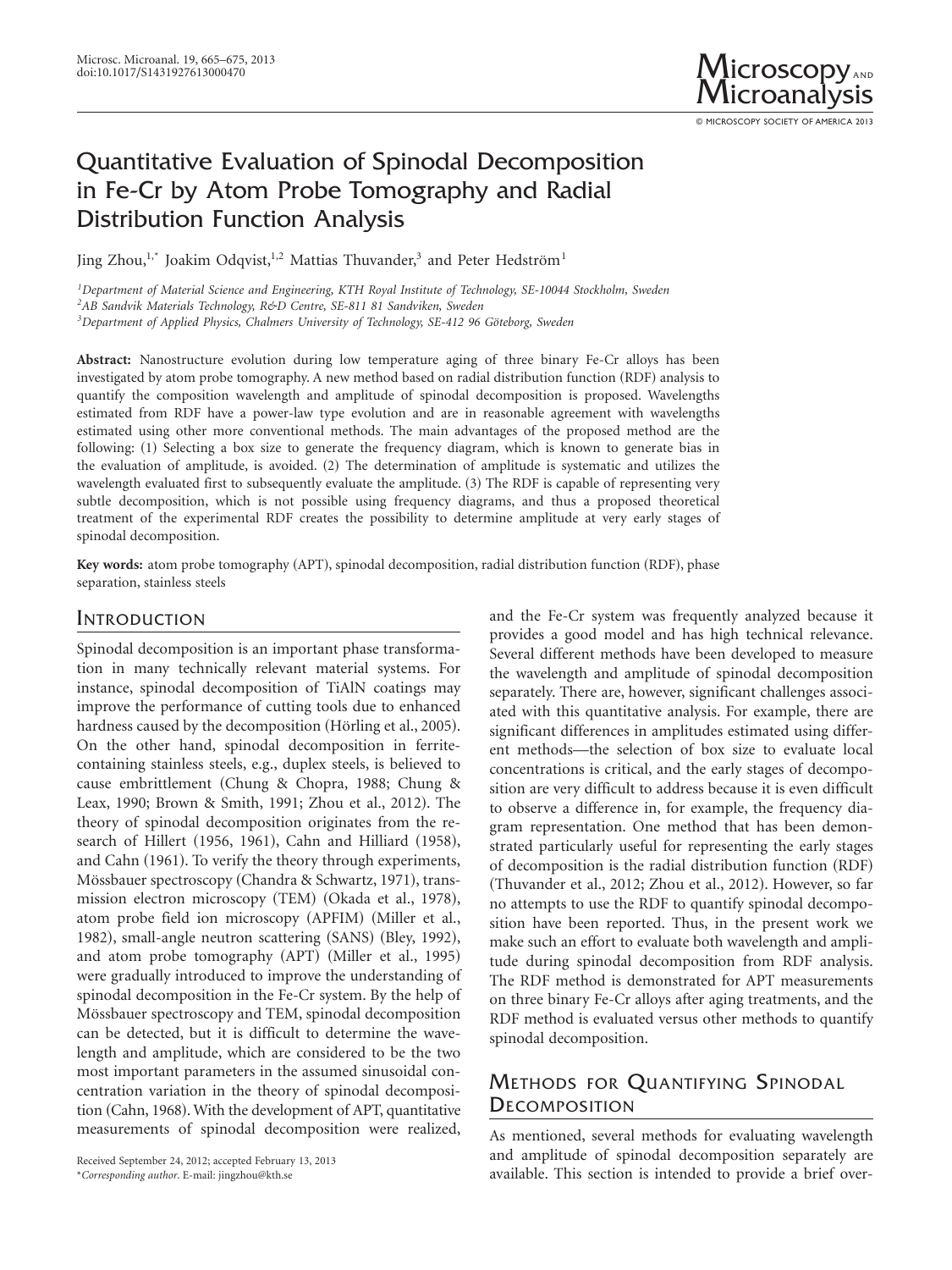# Quantitative Evaluation of Spinodal Decomposition in Fe-Cr by Atom Probe Tomography and Radial Distribution Function Analysis

Jing Zhou,[1,*] Joakim Odqvist,[1,2] Mattias Thuvander,[3] and Peter Hedström[1]

[1]Department of Material Science and Engineering, KTH Royal Institute of Technology, SE-10044 Stockholm, Sweden
[2]AB Sandvik Materials Technology, R&D Centre, SE-811 81 Sandviken, Sweden
[3]Department of Applied Physics, Chalmers University of Technology, SE-412 96 Göteborg, Sweden

**Abstract:** Nanostructure evolution during low temperature aging of three binary Fe-Cr alloys has been investigated by atom probe tomography. A new method based on radial distribution function (RDF) analysis to quantify the composition wavelength and amplitude of spinodal decomposition is proposed. Wavelengths estimated from RDF have a power-law type evolution and are in reasonable agreement with wavelengths estimated using other more conventional methods. The main advantages of the proposed method are the following: (1) Selecting a box size to generate the frequency diagram, which is known to generate bias in the evaluation of amplitude, is avoided. (2) The determination of amplitude is systematic and utilizes the wavelength evaluated first to subsequently evaluate the amplitude. (3) The RDF is capable of representing very subtle decomposition, which is not possible using frequency diagrams, and thus a proposed theoretical treatment of the experimental RDF creates the possibility to determine amplitude at very early stages of spinodal decomposition.

**Key words:** atom probe tomography (APT), spinodal decomposition, radial distribution function (RDF), phase separation, stainless steels

## Introduction

Spinodal decomposition is an important phase transformation in many technically relevant material systems. For instance, spinodal decomposition of TiAlN coatings may improve the performance of cutting tools due to enhanced hardness caused by the decomposition (Hörling et al., 2005). On the other hand, spinodal decomposition in ferrite-containing stainless steels, e.g., duplex steels, is believed to cause embrittlement (Chung & Chopra, 1988; Chung & Leax, 1990; Brown & Smith, 1991; Zhou et al., 2012). The theory of spinodal decomposition originates from the research of Hillert (1956, 1961), Cahn and Hilliard (1958), and Cahn (1961). To verify the theory through experiments, Mössbauer spectroscopy (Chandra & Schwartz, 1971), transmission electron microscopy (TEM) (Okada et al., 1978), atom probe field ion microscopy (APFIM) (Miller et al., 1982), small-angle neutron scattering (SANS) (Bley, 1992), and atom probe tomography (APT) (Miller et al., 1995) were gradually introduced to improve the understanding of spinodal decomposition in the Fe-Cr system. By the help of Mössbauer spectroscopy and TEM, spinodal decomposition can be detected, but it is difficult to determine the wavelength and amplitude, which are considered to be the two most important parameters in the assumed sinusoidal concentration variation in the theory of spinodal decomposition (Cahn, 1968). With the development of APT, quantitative measurements of spinodal decomposition were realized, and the Fe-Cr system was frequently analyzed because it provides a good model and has high technical relevance. Several different methods have been developed to measure the wavelength and amplitude of spinodal decomposition separately. There are, however, significant challenges associated with this quantitative analysis. For example, there are significant differences in amplitudes estimated using different methods—the selection of box size to evaluate local concentrations is critical, and the early stages of decomposition are very difficult to address because it is even difficult to observe a difference in, for example, the frequency diagram representation. One method that has been demonstrated particularly useful for representing the early stages of decomposition is the radial distribution function (RDF) (Thuvander et al., 2012; Zhou et al., 2012). However, so far no attempts to use the RDF to quantify spinodal decomposition have been reported. Thus, in the present work we make such an effort to evaluate both wavelength and amplitude during spinodal decomposition from RDF analysis. The RDF method is demonstrated for APT measurements on three binary Fe-Cr alloys after aging treatments, and the RDF method is evaluated versus other methods to quantify spinodal decomposition.

## Methods for Quantifying Spinodal Decomposition

As mentioned, several methods for evaluating wavelength and amplitude of spinodal decomposition separately are available. This section is intended to provide a brief over-

Received September 24, 2012; accepted February 13, 2013
*Corresponding author. E-mail: jingzhou@kth.se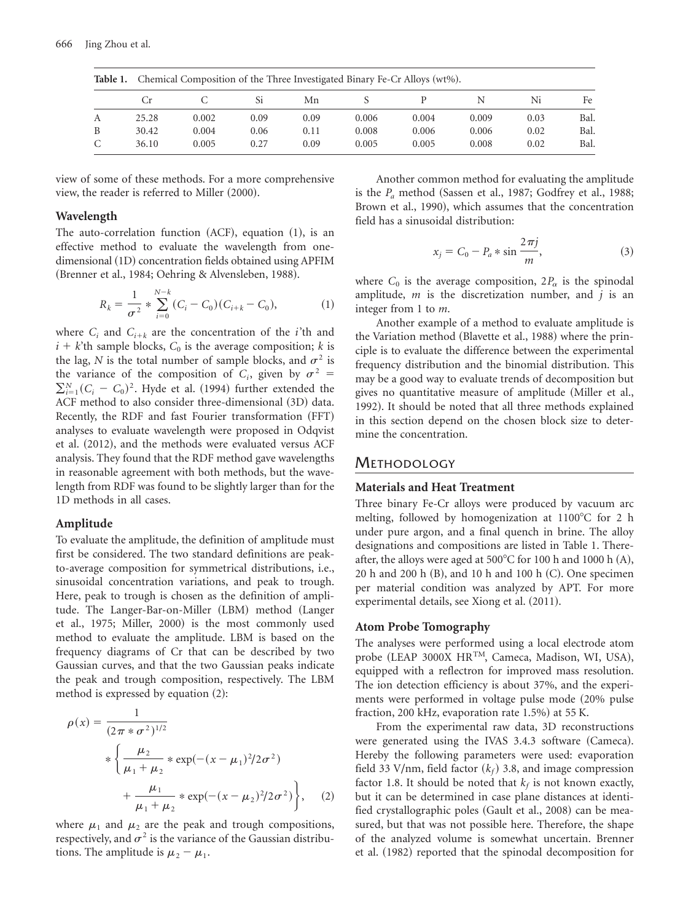**Table 1.** Chemical Composition of the Three Investigated Binary Fe-Cr Alloys (wt%).

| | Cr | C | Si | Mn | S | P | N | Ni | Fe |
|---|---|---|---|---|---|---|---|---|---|
| A | 25.28 | 0.002 | 0.09 | 0.09 | 0.006 | 0.004 | 0.009 | 0.03 | Bal. |
| B | 30.42 | 0.004 | 0.06 | 0.11 | 0.008 | 0.006 | 0.006 | 0.02 | Bal. |
| C | 36.10 | 0.005 | 0.27 | 0.09 | 0.005 | 0.005 | 0.008 | 0.02 | Bal. |

view of some of these methods. For a more comprehensive view, the reader is referred to Miller (2000).

### Wavelength

The auto-correlation function (ACF), equation (1), is an effective method to evaluate the wavelength from one-dimensional (1D) concentration fields obtained using APFIM (Brenner et al., 1984; Oehring & Alvensleben, 1988).

$$R_k = \frac{1}{\sigma^2} * \sum_{i=0}^{N-k} (C_i - C_0)(C_{i+k} - C_0), \tag{1}$$

where $C_i$ and $C_{i+k}$ are the concentration of the $i$'th and $i + k$'th sample blocks, $C_0$ is the average composition; $k$ is the lag, $N$ is the total number of sample blocks, and $\sigma^2$ is the variance of the composition of $C_i$, given by $\sigma^2 = \sum_{i=1}^{N}(C_i - C_0)^2$. Hyde et al. (1994) further extended the ACF method to also consider three-dimensional (3D) data. Recently, the RDF and fast Fourier transformation (FFT) analyses to evaluate wavelength were proposed in Odqvist et al. (2012), and the methods were evaluated versus ACF analysis. They found that the RDF method gave wavelengths in reasonable agreement with both methods, but the wavelength from RDF was found to be slightly larger than for the 1D methods in all cases.

### Amplitude

To evaluate the amplitude, the definition of amplitude must first be considered. The two standard definitions are peak-to-average composition for symmetrical distributions, i.e., sinusoidal concentration variations, and peak to trough. Here, peak to trough is chosen as the definition of amplitude. The Langer-Bar-on-Miller (LBM) method (Langer et al., 1975; Miller, 2000) is the most commonly used method to evaluate the amplitude. LBM is based on the frequency diagrams of Cr that can be described by two Gaussian curves, and that the two Gaussian peaks indicate the peak and trough composition, respectively. The LBM method is expressed by equation (2):

$$\rho(x) = \frac{1}{(2\pi * \sigma^2)^{1/2}} * \left\{ \frac{\mu_2}{\mu_1 + \mu_2} * \exp(-(x - \mu_1)^2/2\sigma^2) + \frac{\mu_1}{\mu_1 + \mu_2} * \exp(-(x - \mu_2)^2/2\sigma^2) \right\}, \tag{2}$$

where $\mu_1$ and $\mu_2$ are the peak and trough compositions, respectively, and $\sigma^2$ is the variance of the Gaussian distributions. The amplitude is $\mu_2 - \mu_1$.

Another common method for evaluating the amplitude is the $P_a$ method (Sassen et al., 1987; Godfrey et al., 1988; Brown et al., 1990), which assumes that the concentration field has a sinusoidal distribution:

$$x_j = C_0 - P_a * \sin \frac{2\pi j}{m}, \tag{3}$$

where $C_0$ is the average composition, $2P_\alpha$ is the spinodal amplitude, $m$ is the discretization number, and $j$ is an integer from 1 to $m$.

Another example of a method to evaluate amplitude is the Variation method (Blavette et al., 1988) where the principle is to evaluate the difference between the experimental frequency distribution and the binomial distribution. This may be a good way to evaluate trends of decomposition but gives no quantitative measure of amplitude (Miller et al., 1992). It should be noted that all three methods explained in this section depend on the chosen block size to determine the concentration.

## Methodology

### Materials and Heat Treatment

Three binary Fe-Cr alloys were produced by vacuum arc melting, followed by homogenization at 1100°C for 2 h under pure argon, and a final quench in brine. The alloy designations and compositions are listed in Table 1. Thereafter, the alloys were aged at 500°C for 100 h and 1000 h (A), 20 h and 200 h (B), and 10 h and 100 h (C). One specimen per material condition was analyzed by APT. For more experimental details, see Xiong et al. (2011).

### Atom Probe Tomography

The analyses were performed using a local electrode atom probe (LEAP 3000X HR™, Cameca, Madison, WI, USA), equipped with a reflectron for improved mass resolution. The ion detection efficiency is about 37%, and the experiments were performed in voltage pulse mode (20% pulse fraction, 200 kHz, evaporation rate 1.5%) at 55 K.

From the experimental raw data, 3D reconstructions were generated using the IVAS 3.4.3 software (Cameca). Hereby the following parameters were used: evaporation field 33 V/nm, field factor ($k_f$) 3.8, and image compression factor 1.8. It should be noted that $k_f$ is not known exactly, but it can be determined in case plane distances at identified crystallographic poles (Gault et al., 2008) can be measured, but that was not possible here. Therefore, the shape of the analyzed volume is somewhat uncertain. Brenner et al. (1982) reported that the spinodal decomposition for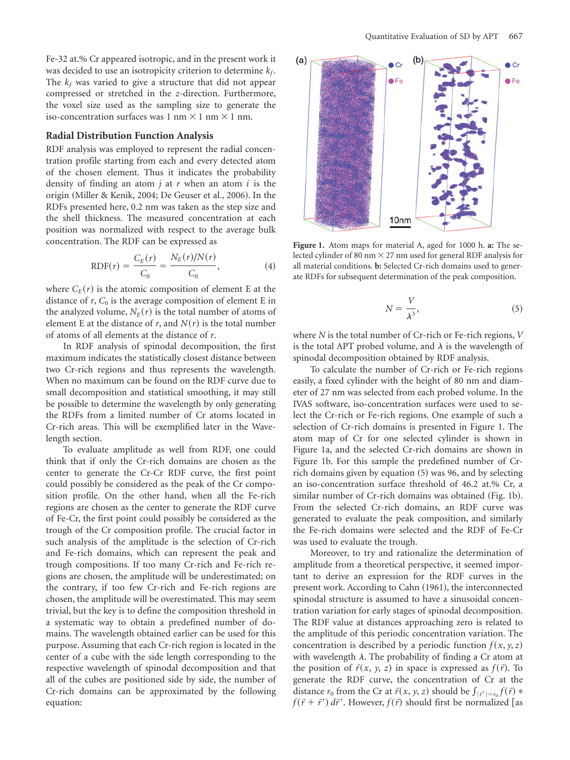Fe-32 at.% Cr appeared isotropic, and in the present work it was decided to use an isotropicity criterion to determine $k_f$. The $k_f$ was varied to give a structure that did not appear compressed or stretched in the $z$-direction. Furthermore, the voxel size used as the sampling size to generate the iso-concentration surfaces was 1 nm × 1 nm × 1 nm.

## Radial Distribution Function Analysis

RDF analysis was employed to represent the radial concentration profile starting from each and every detected atom of the chosen element. Thus it indicates the probability density of finding an atom $j$ at $r$ when an atom $i$ is the origin (Miller & Kenik, 2004; De Geuser et al., 2006). In the RDFs presented here, 0.2 nm was taken as the step size and the shell thickness. The measured concentration at each position was normalized with respect to the average bulk concentration. The RDF can be expressed as

$$\mathrm{RDF}(r) = \frac{C_E(r)}{C_0} = \frac{N_E(r)/N(r)}{C_0}, \tag{4}$$

where $C_E(r)$ is the atomic composition of element E at the distance of $r$, $C_0$ is the average composition of element E in the analyzed volume, $N_E(r)$ is the total number of atoms of element E at the distance of $r$, and $N(r)$ is the total number of atoms of all elements at the distance of $r$.

In RDF analysis of spinodal decomposition, the first maximum indicates the statistically closest distance between two Cr-rich regions and thus represents the wavelength. When no maximum can be found on the RDF curve due to small decomposition and statistical smoothing, it may still be possible to determine the wavelength by only generating the RDFs from a limited number of Cr atoms located in Cr-rich areas. This will be exemplified later in the Wavelength section.

To evaluate amplitude as well from RDF, one could think that if only the Cr-rich domains are chosen as the center to generate the Cr-Cr RDF curve, the first point could possibly be considered as the peak of the Cr composition profile. On the other hand, when all the Fe-rich regions are chosen as the center to generate the RDF curve of Fe-Cr, the first point could possibly be considered as the trough of the Cr composition profile. The crucial factor in such analysis of the amplitude is the selection of Cr-rich and Fe-rich domains, which can represent the peak and trough compositions. If too many Cr-rich and Fe-rich regions are chosen, the amplitude will be underestimated; on the contrary, if too few Cr-rich and Fe-rich regions are chosen, the amplitude will be overestimated. This may seem trivial, but the key is to define the composition threshold in a systematic way to obtain a predefined number of domains. The wavelength obtained earlier can be used for this purpose. Assuming that each Cr-rich region is located in the center of a cube with the side length corresponding to the respective wavelength of spinodal decomposition and that all of the cubes are positioned side by side, the number of Cr-rich domains can be approximated by the following equation:

**Figure 1.** Atom maps for material A, aged for 1000 h. **a:** The selected cylinder of 80 nm × 27 nm used for general RDF analysis for all material conditions. **b:** Selected Cr-rich domains used to generate RDFs for subsequent determination of the peak composition.

$$N = \frac{V}{\lambda^3}, \tag{5}$$

where $N$ is the total number of Cr-rich or Fe-rich regions, $V$ is the total APT probed volume, and $\lambda$ is the wavelength of spinodal decomposition obtained by RDF analysis.

To calculate the number of Cr-rich or Fe-rich regions easily, a fixed cylinder with the height of 80 nm and diameter of 27 nm was selected from each probed volume. In the IVAS software, iso-concentration surfaces were used to select the Cr-rich or Fe-rich regions. One example of such a selection of Cr-rich domains is presented in Figure 1. The atom map of Cr for one selected cylinder is shown in Figure 1a, and the selected Cr-rich domains are shown in Figure 1b. For this sample the predefined number of Cr-rich domains given by equation (5) was 96, and by selecting an iso-concentration surface threshold of 46.2 at.% Cr, a similar number of Cr-rich domains was obtained (Fig. 1b). From the selected Cr-rich domains, an RDF curve was generated to evaluate the peak composition, and similarly the Fe-rich domains were selected and the RDF of Fe-Cr was used to evaluate the trough.

Moreover, to try and rationalize the determination of amplitude from a theoretical perspective, it seemed important to derive an expression for the RDF curves in the present work. According to Cahn (1961), the interconnected spinodal structure is assumed to have a sinusoidal concentration variation for early stages of spinodal decomposition. The RDF value at distances approaching zero is related to the amplitude of this periodic concentration variation. The concentration is described by a periodic function $f(x, y, z)$ with wavelength $\lambda$. The probability of finding a Cr atom at the position of $\vec{r}(x, y, z)$ in space is expressed as $f(\vec{r})$. To generate the RDF curve, the concentration of Cr at the distance $r_0$ from the Cr at $\vec{r}(x, y, z)$ should be $\int_{|\vec{r}'|=r_0} f(\vec{r}) * f(\vec{r} + \vec{r}')\, d\vec{r}'$. However, $f(\vec{r})$ should first be normalized [as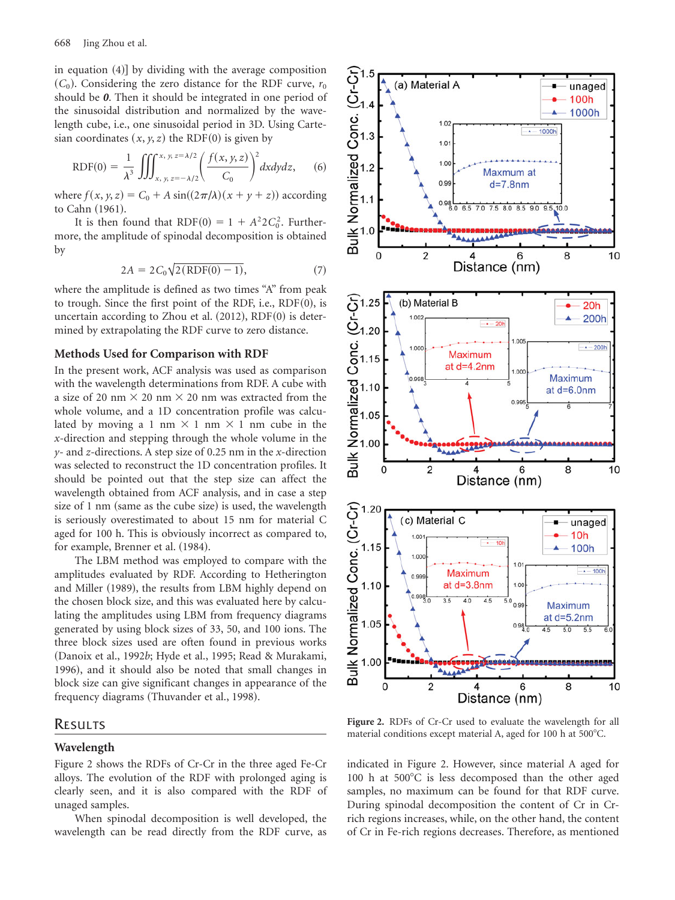in equation (4)] by dividing with the average composition ($C_0$). Considering the zero distance for the RDF curve, $r_0$ should be ***0***. Then it should be integrated in one period of the sinusoidal distribution and normalized by the wavelength cube, i.e., one sinusoidal period in 3D. Using Cartesian coordinates $(x, y, z)$ the RDF(0) is given by

$$\mathrm{RDF}(0) = \frac{1}{\lambda^3} \iiint_{x,\,y,\,z=-\lambda/2}^{x,\,y,\,z=\lambda/2} \left( \frac{f(x, y, z)}{C_0} \right)^2 dxdydz, \qquad (6)$$

where $f(x, y, z) = C_0 + A \sin((2\pi/\lambda)(x + y + z))$ according to Cahn (1961).

It is then found that $\mathrm{RDF}(0) = 1 + A^2 2C_0^2$. Furthermore, the amplitude of spinodal decomposition is obtained by

$$2A = 2C_0\sqrt{2(\mathrm{RDF}(0) - 1)}, \qquad (7)$$

where the amplitude is defined as two times "A" from peak to trough. Since the first point of the RDF, i.e., RDF(0), is uncertain according to Zhou et al. (2012), RDF(0) is determined by extrapolating the RDF curve to zero distance.

### Methods Used for Comparison with RDF

In the present work, ACF analysis was used as comparison with the wavelength determinations from RDF. A cube with a size of 20 nm × 20 nm × 20 nm was extracted from the whole volume, and a 1D concentration profile was calculated by moving a 1 nm × 1 nm × 1 nm cube in the $x$-direction and stepping through the whole volume in the $y$- and $z$-directions. A step size of 0.25 nm in the $x$-direction was selected to reconstruct the 1D concentration profiles. It should be pointed out that the step size can affect the wavelength obtained from ACF analysis, and in case a step size of 1 nm (same as the cube size) is used, the wavelength is seriously overestimated to about 15 nm for material C aged for 100 h. This is obviously incorrect as compared to, for example, Brenner et al. (1984).

The LBM method was employed to compare with the amplitudes evaluated by RDF. According to Hetherington and Miller (1989), the results from LBM highly depend on the chosen block size, and this was evaluated here by calculating the amplitudes using LBM from frequency diagrams generated by using block sizes of 33, 50, and 100 ions. The three block sizes used are often found in previous works (Danoix et al., 1992*b*; Hyde et al., 1995; Read & Murakami, 1996), and it should also be noted that small changes in block size can give significant changes in appearance of the frequency diagrams (Thuvander et al., 1998).

## Results

### Wavelength

Figure 2 shows the RDFs of Cr-Cr in the three aged Fe-Cr alloys. The evolution of the RDF with prolonged aging is clearly seen, and it is also compared with the RDF of unaged samples.

When spinodal decomposition is well developed, the wavelength can be read directly from the RDF curve, as indicated in Figure 2. However, since material A aged for 100 h at 500°C is less decomposed than the other aged samples, no maximum can be found for that RDF curve. During spinodal decomposition the content of Cr in Cr-rich regions increases, while, on the other hand, the content of Cr in Fe-rich regions decreases. Therefore, as mentioned

**Figure 2.** RDFs of Cr-Cr used to evaluate the wavelength for all material conditions except material A, aged for 100 h at 500°C.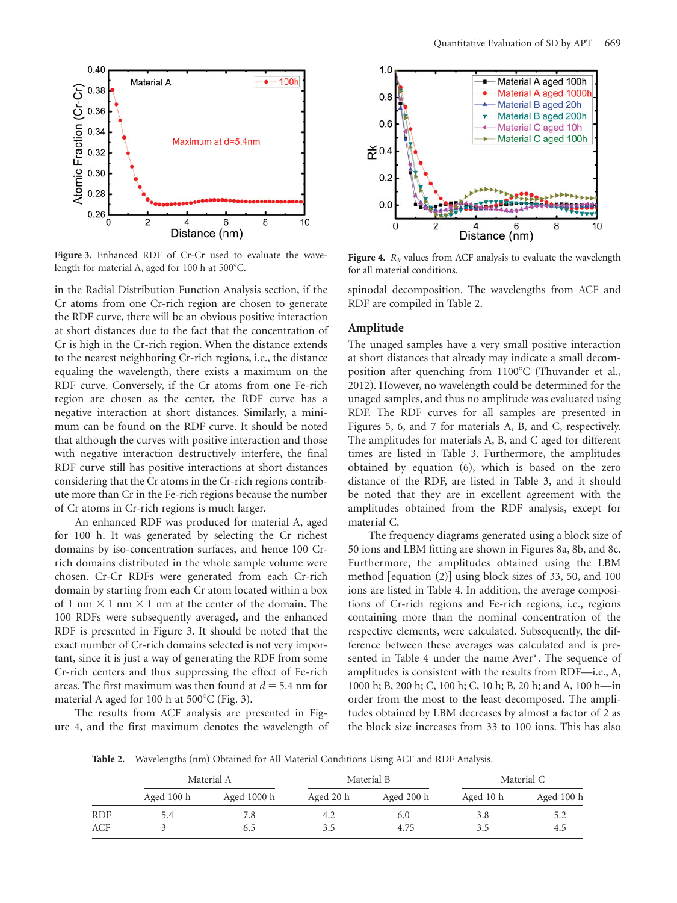**Figure 3.** Enhanced RDF of Cr-Cr used to evaluate the wavelength for material A, aged for 100 h at 500°C.

**Figure 4.** $R_k$ values from ACF analysis to evaluate the wavelength for all material conditions.

in the Radial Distribution Function Analysis section, if the Cr atoms from one Cr-rich region are chosen to generate the RDF curve, there will be an obvious positive interaction at short distances due to the fact that the concentration of Cr is high in the Cr-rich region. When the distance extends to the nearest neighboring Cr-rich regions, i.e., the distance equaling the wavelength, there exists a maximum on the RDF curve. Conversely, if the Cr atoms from one Fe-rich region are chosen as the center, the RDF curve has a negative interaction at short distances. Similarly, a minimum can be found on the RDF curve. It should be noted that although the curves with positive interaction and those with negative interaction destructively interfere, the final RDF curve still has positive interactions at short distances considering that the Cr atoms in the Cr-rich regions contribute more than Cr in the Fe-rich regions because the number of Cr atoms in Cr-rich regions is much larger.

An enhanced RDF was produced for material A, aged for 100 h. It was generated by selecting the Cr richest domains by iso-concentration surfaces, and hence 100 Cr-rich domains distributed in the whole sample volume were chosen. Cr-Cr RDFs were generated from each Cr-rich domain by starting from each Cr atom located within a box of 1 nm × 1 nm × 1 nm at the center of the domain. The 100 RDFs were subsequently averaged, and the enhanced RDF is presented in Figure 3. It should be noted that the exact number of Cr-rich domains selected is not very important, since it is just a way of generating the RDF from some Cr-rich centers and thus suppressing the effect of Fe-rich areas. The first maximum was then found at $d = 5.4$ nm for material A aged for 100 h at 500°C (Fig. 3).

The results from ACF analysis are presented in Figure 4, and the first maximum denotes the wavelength of spinodal decomposition. The wavelengths from ACF and RDF are compiled in Table 2.

## Amplitude

The unaged samples have a very small positive interaction at short distances that already may indicate a small decomposition after quenching from 1100°C (Thuvander et al., 2012). However, no wavelength could be determined for the unaged samples, and thus no amplitude was evaluated using RDF. The RDF curves for all samples are presented in Figures 5, 6, and 7 for materials A, B, and C, respectively. The amplitudes for materials A, B, and C aged for different times are listed in Table 3. Furthermore, the amplitudes obtained by equation (6), which is based on the zero distance of the RDF, are listed in Table 3, and it should be noted that they are in excellent agreement with the amplitudes obtained from the RDF analysis, except for material C.

The frequency diagrams generated using a block size of 50 ions and LBM fitting are shown in Figures 8a, 8b, and 8c. Furthermore, the amplitudes obtained using the LBM method [equation (2)] using block sizes of 33, 50, and 100 ions are listed in Table 4. In addition, the average compositions of Cr-rich regions and Fe-rich regions, i.e., regions containing more than the nominal concentration of the respective elements, were calculated. Subsequently, the difference between these averages was calculated and is presented in Table 4 under the name Aver*. The sequence of amplitudes is consistent with the results from RDF—i.e., A, 1000 h; B, 200 h; C, 100 h; C, 10 h; B, 20 h; and A, 100 h—in order from the most to the least decomposed. The amplitudes obtained by LBM decreases by almost a factor of 2 as the block size increases from 33 to 100 ions. This has also

**Table 2.** Wavelengths (nm) Obtained for All Material Conditions Using ACF and RDF Analysis.

| | Material A | | Material B | | Material C | |
|---|---|---|---|---|---|---|
| | Aged 100 h | Aged 1000 h | Aged 20 h | Aged 200 h | Aged 10 h | Aged 100 h |
| RDF | 5.4 | 7.8 | 4.2 | 6.0 | 3.8 | 5.2 |
| ACF | 3 | 6.5 | 3.5 | 4.75 | 3.5 | 4.5 |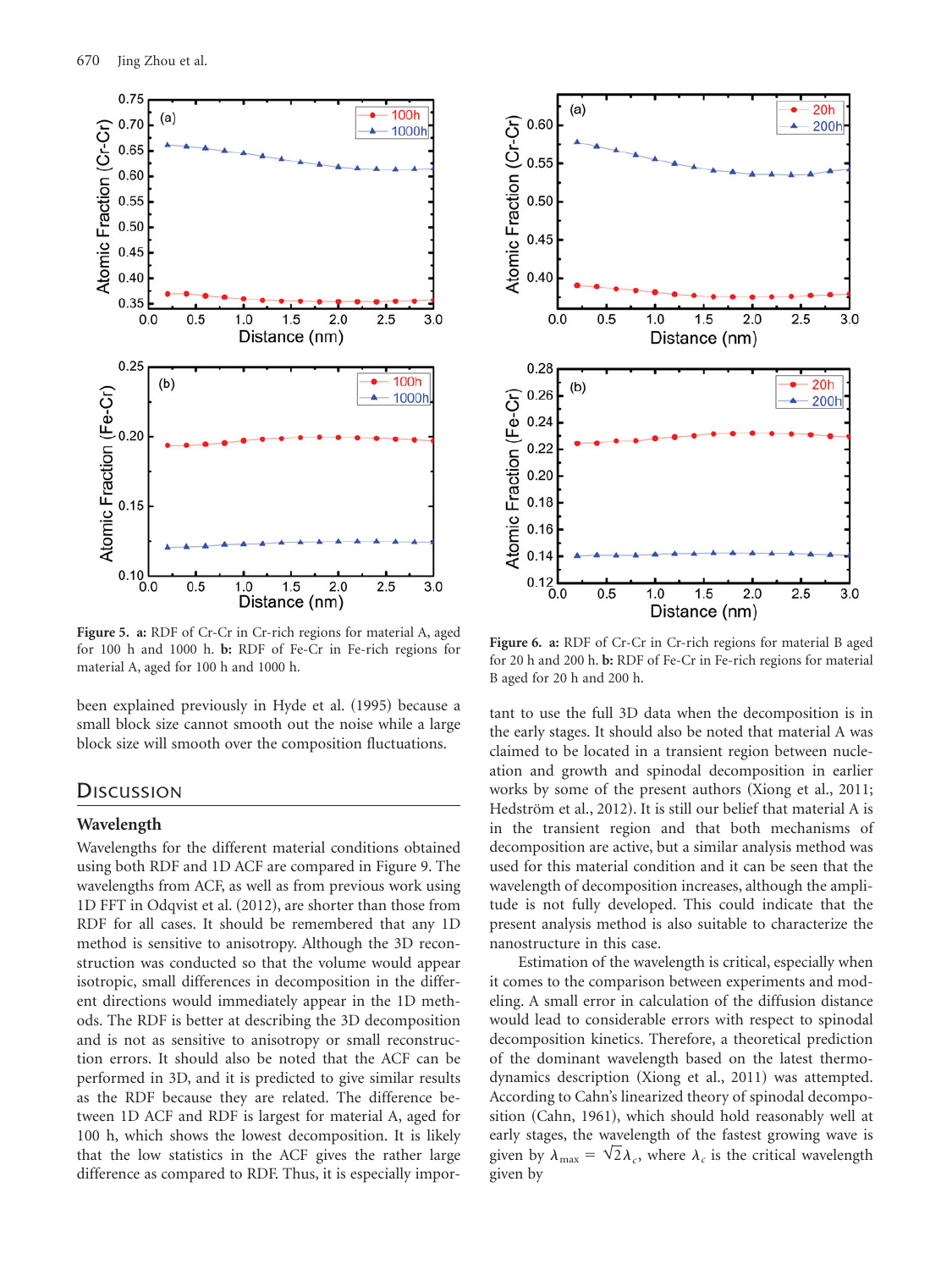**Figure 5.** **a:** RDF of Cr-Cr in Cr-rich regions for material A, aged for 100 h and 1000 h. **b:** RDF of Fe-Cr in Fe-rich regions for material A, aged for 100 h and 1000 h.

**Figure 6.** **a:** RDF of Cr-Cr in Cr-rich regions for material B aged for 20 h and 200 h. **b:** RDF of Fe-Cr in Fe-rich regions for material B aged for 20 h and 200 h.

been explained previously in Hyde et al. (1995) because a small block size cannot smooth out the noise while a large block size will smooth over the composition fluctuations.

## Discussion

### Wavelength

Wavelengths for the different material conditions obtained using both RDF and 1D ACF are compared in Figure 9. The wavelengths from ACF, as well as from previous work using 1D FFT in Odqvist et al. (2012), are shorter than those from RDF for all cases. It should be remembered that any 1D method is sensitive to anisotropy. Although the 3D reconstruction was conducted so that the volume would appear isotropic, small differences in decomposition in the different directions would immediately appear in the 1D methods. The RDF is better at describing the 3D decomposition and is not as sensitive to anisotropy or small reconstruction errors. It should also be noted that the ACF can be performed in 3D, and it is predicted to give similar results as the RDF because they are related. The difference between 1D ACF and RDF is largest for material A, aged for 100 h, which shows the lowest decomposition. It is likely that the low statistics in the ACF gives the rather large difference as compared to RDF. Thus, it is especially important to use the full 3D data when the decomposition is in the early stages. It should also be noted that material A was claimed to be located in a transient region between nucleation and growth and spinodal decomposition in earlier works by some of the present authors (Xiong et al., 2011; Hedström et al., 2012). It is still our belief that material A is in the transient region and that both mechanisms of decomposition are active, but a similar analysis method was used for this material condition and it can be seen that the wavelength of decomposition increases, although the amplitude is not fully developed. This could indicate that the present analysis method is also suitable to characterize the nanostructure in this case.

Estimation of the wavelength is critical, especially when it comes to the comparison between experiments and modeling. A small error in calculation of the diffusion distance would lead to considerable errors with respect to spinodal decomposition kinetics. Therefore, a theoretical prediction of the dominant wavelength based on the latest thermodynamics description (Xiong et al., 2011) was attempted. According to Cahn's linearized theory of spinodal decomposition (Cahn, 1961), which should hold reasonably well at early stages, the wavelength of the fastest growing wave is given by $\lambda_{max} = \sqrt{2}\lambda_c$, where $\lambda_c$ is the critical wavelength given by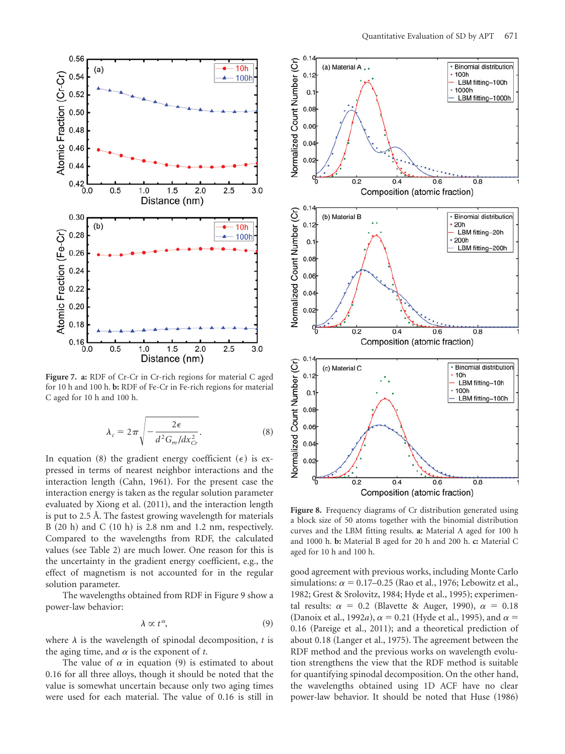Figure 7. **a:** RDF of Cr-Cr in Cr-rich regions for material C aged for 10 h and 100 h. **b:** RDF of Fe-Cr in Fe-rich regions for material C aged for 10 h and 100 h.

Figure 8. Frequency diagrams of Cr distribution generated using a block size of 50 atoms together with the binomial distribution curves and the LBM fitting results. **a:** Material A aged for 100 h and 1000 h. **b:** Material B aged for 20 h and 200 h. **c:** Material C aged for 10 h and 100 h.

$$\lambda_c = 2\pi\sqrt{-\frac{2\epsilon}{d^2G_m/dx_{Cr}^2}}. \tag{8}$$

In equation (8) the gradient energy coefficient ($\epsilon$) is expressed in terms of nearest neighbor interactions and the interaction length (Cahn, 1961). For the present case the interaction energy is taken as the regular solution parameter evaluated by Xiong et al. (2011), and the interaction length is put to 2.5 Å. The fastest growing wavelength for materials B (20 h) and C (10 h) is 2.8 nm and 1.2 nm, respectively. Compared to the wavelengths from RDF, the calculated values (see Table 2) are much lower. One reason for this is the uncertainty in the gradient energy coefficient, e.g., the effect of magnetism is not accounted for in the regular solution parameter.

The wavelengths obtained from RDF in Figure 9 show a power-law behavior:

$$\lambda \propto t^{\alpha}, \tag{9}$$

where $\lambda$ is the wavelength of spinodal decomposition, $t$ is the aging time, and $\alpha$ is the exponent of $t$.

The value of $\alpha$ in equation (9) is estimated to about 0.16 for all three alloys, though it should be noted that the value is somewhat uncertain because only two aging times were used for each material. The value of 0.16 is still in good agreement with previous works, including Monte Carlo simulations: $\alpha = 0.17$–$0.25$ (Rao et al., 1976; Lebowitz et al., 1982; Grest & Srolovitz, 1984; Hyde et al., 1995); experimental results: $\alpha = 0.2$ (Blavette & Auger, 1990), $\alpha = 0.18$ (Danoix et al., 1992*a*), $\alpha = 0.21$ (Hyde et al., 1995), and $\alpha = 0.16$ (Pareige et al., 2011); and a theoretical prediction of about 0.18 (Langer et al., 1975). The agreement between the RDF method and the previous works on wavelength evolution strengthens the view that the RDF method is suitable for quantifying spinodal decomposition. On the other hand, the wavelengths obtained using 1D ACF have no clear power-law behavior. It should be noted that Huse (1986)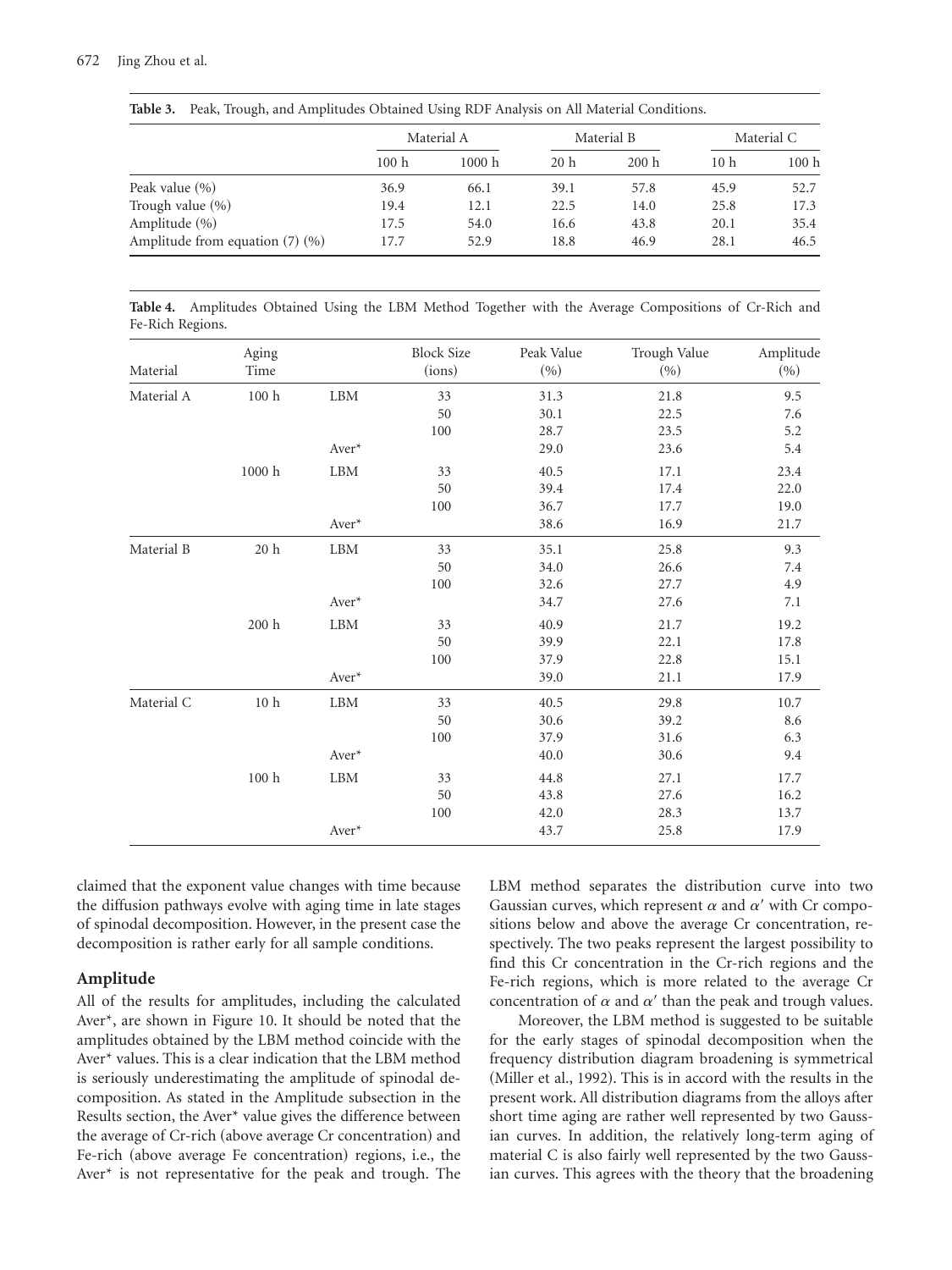**Table 3.** Peak, Trough, and Amplitudes Obtained Using RDF Analysis on All Material Conditions.

| | Material A | | Material B | | Material C | |
|---|---|---|---|---|---|---|
| | 100 h | 1000 h | 20 h | 200 h | 10 h | 100 h |
| Peak value (%) | 36.9 | 66.1 | 39.1 | 57.8 | 45.9 | 52.7 |
| Trough value (%) | 19.4 | 12.1 | 22.5 | 14.0 | 25.8 | 17.3 |
| Amplitude (%) | 17.5 | 54.0 | 16.6 | 43.8 | 20.1 | 35.4 |
| Amplitude from equation (7) (%) | 17.7 | 52.9 | 18.8 | 46.9 | 28.1 | 46.5 |

**Table 4.** Amplitudes Obtained Using the LBM Method Together with the Average Compositions of Cr-Rich and Fe-Rich Regions.

| Material | Aging Time | | Block Size (ions) | Peak Value (%) | Trough Value (%) | Amplitude (%) |
|---|---|---|---|---|---|---|
| Material A | 100 h | LBM | 33 | 31.3 | 21.8 | 9.5 |
| | | | 50 | 30.1 | 22.5 | 7.6 |
| | | | 100 | 28.7 | 23.5 | 5.2 |
| | | Aver* | | 29.0 | 23.6 | 5.4 |
| | 1000 h | LBM | 33 | 40.5 | 17.1 | 23.4 |
| | | | 50 | 39.4 | 17.4 | 22.0 |
| | | | 100 | 36.7 | 17.7 | 19.0 |
| | | Aver* | | 38.6 | 16.9 | 21.7 |
| Material B | 20 h | LBM | 33 | 35.1 | 25.8 | 9.3 |
| | | | 50 | 34.0 | 26.6 | 7.4 |
| | | | 100 | 32.6 | 27.7 | 4.9 |
| | | Aver* | | 34.7 | 27.6 | 7.1 |
| | 200 h | LBM | 33 | 40.9 | 21.7 | 19.2 |
| | | | 50 | 39.9 | 22.1 | 17.8 |
| | | | 100 | 37.9 | 22.8 | 15.1 |
| | | Aver* | | 39.0 | 21.1 | 17.9 |
| Material C | 10 h | LBM | 33 | 40.5 | 29.8 | 10.7 |
| | | | 50 | 30.6 | 39.2 | 8.6 |
| | | | 100 | 37.9 | 31.6 | 6.3 |
| | | Aver* | | 40.0 | 30.6 | 9.4 |
| | 100 h | LBM | 33 | 44.8 | 27.1 | 17.7 |
| | | | 50 | 43.8 | 27.6 | 16.2 |
| | | | 100 | 42.0 | 28.3 | 13.7 |
| | | Aver* | | 43.7 | 25.8 | 17.9 |

claimed that the exponent value changes with time because the diffusion pathways evolve with aging time in late stages of spinodal decomposition. However, in the present case the decomposition is rather early for all sample conditions.

## Amplitude

All of the results for amplitudes, including the calculated Aver*, are shown in Figure 10. It should be noted that the amplitudes obtained by the LBM method coincide with the Aver* values. This is a clear indication that the LBM method is seriously underestimating the amplitude of spinodal decomposition. As stated in the Amplitude subsection in the Results section, the Aver* value gives the difference between the average of Cr-rich (above average Cr concentration) and Fe-rich (above average Fe concentration) regions, i.e., the Aver* is not representative for the peak and trough. The LBM method separates the distribution curve into two Gaussian curves, which represent $\alpha$ and $\alpha'$ with Cr compositions below and above the average Cr concentration, respectively. The two peaks represent the largest possibility to find this Cr concentration in the Cr-rich regions and the Fe-rich regions, which is more related to the average Cr concentration of $\alpha$ and $\alpha'$ than the peak and trough values.

Moreover, the LBM method is suggested to be suitable for the early stages of spinodal decomposition when the frequency distribution diagram broadening is symmetrical (Miller et al., 1992). This is in accord with the results in the present work. All distribution diagrams from the alloys after short time aging are rather well represented by two Gaussian curves. In addition, the relatively long-term aging of material C is also fairly well represented by the two Gaussian curves. This agrees with the theory that the broadening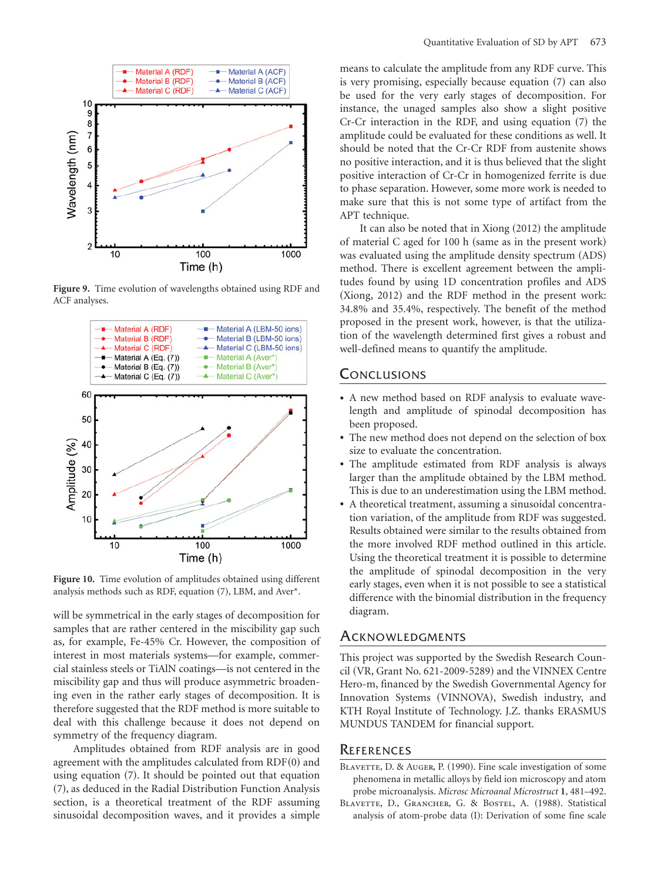Figure 9. Time evolution of wavelengths obtained using RDF and ACF analyses.

Figure 10. Time evolution of amplitudes obtained using different analysis methods such as RDF, equation (7), LBM, and Aver*.

will be symmetrical in the early stages of decomposition for samples that are rather centered in the miscibility gap such as, for example, Fe-45% Cr. However, the composition of interest in most materials systems—for example, commercial stainless steels or TiAlN coatings—is not centered in the miscibility gap and thus will produce asymmetric broadening even in the rather early stages of decomposition. It is therefore suggested that the RDF method is more suitable to deal with this challenge because it does not depend on symmetry of the frequency diagram.

Amplitudes obtained from RDF analysis are in good agreement with the amplitudes calculated from RDF(0) and using equation (7). It should be noted that equation (7), as deduced in the Radial Distribution Function Analysis section, is a theoretical treatment of the RDF assuming sinusoidal decomposition waves, and it provides a simple means to calculate the amplitude from any RDF curve. This is very promising, especially because equation (7) can also be used for the very early stages of decomposition. For instance, the unaged samples also show a slight positive Cr-Cr interaction in the RDF, and using equation (7) the amplitude could be evaluated for these conditions as well. It should be noted that the Cr-Cr RDF from austenite shows no positive interaction, and it is thus believed that the slight positive interaction of Cr-Cr in homogenized ferrite is due to phase separation. However, some more work is needed to make sure that this is not some type of artifact from the APT technique.

It can also be noted that in Xiong (2012) the amplitude of material C aged for 100 h (same as in the present work) was evaluated using the amplitude density spectrum (ADS) method. There is excellent agreement between the amplitudes found by using 1D concentration profiles and ADS (Xiong, 2012) and the RDF method in the present work: 34.8% and 35.4%, respectively. The benefit of the method proposed in the present work, however, is that the utilization of the wavelength determined first gives a robust and well-defined means to quantify the amplitude.

## Conclusions

- A new method based on RDF analysis to evaluate wavelength and amplitude of spinodal decomposition has been proposed.
- The new method does not depend on the selection of box size to evaluate the concentration.
- The amplitude estimated from RDF analysis is always larger than the amplitude obtained by the LBM method. This is due to an underestimation using the LBM method.
- A theoretical treatment, assuming a sinusoidal concentration variation, of the amplitude from RDF was suggested. Results obtained were similar to the results obtained from the more involved RDF method outlined in this article. Using the theoretical treatment it is possible to determine the amplitude of spinodal decomposition in the very early stages, even when it is not possible to see a statistical difference with the binomial distribution in the frequency diagram.

## Acknowledgments

This project was supported by the Swedish Research Council (VR, Grant No. 621-2009-5289) and the VINNEX Centre Hero-m, financed by the Swedish Governmental Agency for Innovation Systems (VINNOVA), Swedish industry, and KTH Royal Institute of Technology. J.Z. thanks ERASMUS MUNDUS TANDEM for financial support.

## References

Blavette, D. & Auger, P. (1990). Fine scale investigation of some phenomena in metallic alloys by field ion microscopy and atom probe microanalysis. *Microsc Microanal Microstruct* **1**, 481–492.

Blavette, D., Grancher, G. & Bostel, A. (1988). Statistical analysis of atom-probe data (I): Derivation of some fine scale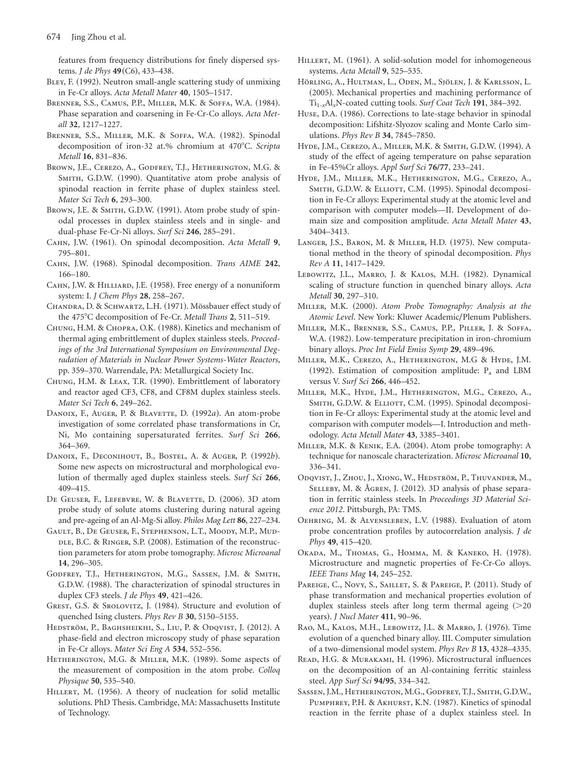features from frequency distributions for finely dispersed systems. *J de Phys* **49**(C6), 433–438.

Bley, F. (1992). Neutron small-angle scattering study of unmixing in Fe-Cr alloys. *Acta Metall Mater* **40**, 1505–1517.

Brenner, S.S., Camus, P.P., Miller, M.K. & Soffa, W.A. (1984). Phase separation and coarsening in Fe-Cr-Co alloys. *Acta Metall* **32**, 1217–1227.

Brenner, S.S., Miller, M.K. & Soffa, W.A. (1982). Spinodal decomposition of iron-32 at.% chromium at 470°C. *Scripta Metall* **16**, 831–836.

Brown, J.E., Cerezo, A., Godfrey, T.J., Hetherington, M.G. & Smith, G.D.W. (1990). Quantitative atom probe analysis of spinodal reaction in ferrite phase of duplex stainless steel. *Mater Sci Tech* **6**, 293–300.

Brown, J.E. & Smith, G.D.W. (1991). Atom probe study of spinodal processes in duplex stainless steels and in single- and dual-phase Fe-Cr-Ni alloys. *Surf Sci* **246**, 285–291.

Cahn, J.W. (1961). On spinodal decomposition. *Acta Metall* **9**, 795–801.

Cahn, J.W. (1968). Spinodal decomposition. *Trans AIME* **242**, 166–180.

Cahn, J.W. & Hilliard, J.E. (1958). Free energy of a nonuniform system: I. *J Chem Phys* **28**, 258–267.

Chandra, D. & Schwartz, L.H. (1971). Mössbauer effect study of the 475°C decomposition of Fe-Cr. *Metall Trans* **2**, 511–519.

Chung, H.M. & Chopra, O.K. (1988). Kinetics and mechanism of thermal aging embrittlement of duplex stainless steels. *Proceedings of the 3rd International Symposium on Environmental Degradation of Materials in Nuclear Power Systems-Water Reactors*, pp. 359–370. Warrendale, PA: Metallurgical Society Inc.

Chung, H.M. & Leax, T.R. (1990). Embrittlement of laboratory and reactor aged CF3, CF8, and CF8M duplex stainless steels. *Mater Sci Tech* **6**, 249–262.

Danoix, F., Auger, P. & Blavette, D. (1992*a*). An atom-probe investigation of some correlated phase transformations in Cr, Ni, Mo containing supersaturated ferrites. *Surf Sci* **266**, 364–369.

Danoix, F., Deconihout, B., Bostel, A. & Auger, P. (1992*b*). Some new aspects on microstructural and morphological evolution of thermally aged duplex stainless steels. *Surf Sci* **266**, 409–415.

De Geuser, F., Lefebvre, W. & Blavette, D. (2006). 3D atom probe study of solute atoms clustering during natural ageing and pre-ageing of an Al-Mg-Si alloy. *Philos Mag Lett* **86**, 227–234.

Gault, B., De Geuser, F., Stephenson, L.T., Moody, M.P., Muddle, B.C. & Ringer, S.P. (2008). Estimation of the reconstruction parameters for atom probe tomography. *Microsc Microanal* **14**, 296–305.

Godfrey, T.J., Hetherington, M.G., Sassen, J.M. & Smith, G.D.W. (1988). The characterization of spinodal structures in duplex CF3 steels. *J de Phys* **49**, 421–426.

Grest, G.S. & Srolovitz, J. (1984). Structure and evolution of quenched Ising clusters. *Phys Rev B* **30**, 5150–5155.

Hedström, P., Baghsheikhi, S., Liu, P. & Odqvist, J. (2012). A phase-field and electron microscopy study of phase separation in Fe-Cr alloys. *Mater Sci Eng A* **534**, 552–556.

Hetherington, M.G. & Miller, M.K. (1989). Some aspects of the measurement of composition in the atom probe. *Colloq Physique* **50**, 535–540.

Hillert, M. (1956). A theory of nucleation for solid metallic solutions. PhD Thesis. Cambridge, MA: Massachusetts Institute of Technology.

Hillert, M. (1961). A solid-solution model for inhomogeneous systems. *Acta Metall* **9**, 525–535.

Hörling, A., Hultman, L., Oden, M., Sjölen, J. & Karlsson, L. (2005). Mechanical properties and machining performance of $Ti_{1-x}Al_xN$-coated cutting tools. *Surf Coat Tech* **191**, 384–392.

Huse, D.A. (1986). Corrections to late-stage behavior in spinodal decomposition: Lifshitz-Slyozov scaling and Monte Carlo simulations. *Phys Rev B* **34**, 7845–7850.

Hyde, J.M., Cerezo, A., Miller, M.K. & Smith, G.D.W. (1994). A study of the effect of ageing temperature on pahse separation in Fe-45%Cr alloys. *Appl Surf Sci* **76/77**, 233–241.

Hyde, J.M., Miller, M.K., Hetherington, M.G., Cerezo, A., Smith, G.D.W. & Elliott, C.M. (1995). Spinodal decomposition in Fe-Cr alloys: Experimental study at the atomic level and comparison with computer models—II. Development of domain size and composition amplitude. *Acta Metall Mater* **43**, 3404–3413.

Langer, J.S., Baron, M. & Miller, H.D. (1975). New computational method in the theory of spinodal decomposition. *Phys Rev A* **11**, 1417–1429.

Lebowitz, J.L., Marro, J. & Kalos, M.H. (1982). Dynamical scaling of structure function in quenched binary alloys. *Acta Metall* **30**, 297–310.

Miller, M.K. (2000). *Atom Probe Tomography: Analysis at the Atomic Level*. New York: Kluwer Academic/Plenum Publishers.

Miller, M.K., Brenner, S.S., Camus, P.P., Piller, J. & Soffa, W.A. (1982). Low-temperature precipitation in iron-chromium binary alloys. *Proc Int Field Emiss Symp* **29**, 489–496.

Miller, M.K., Cerezo, A., Hetherington, M.G & Hyde, J.M. (1992). Estimation of composition amplitude: $P_a$ and LBM versus V. *Surf Sci* **266**, 446–452.

Miller, M.K., Hyde, J.M., Hetherington, M.G., Cerezo, A., Smith, G.D.W. & Elliott, C.M. (1995). Spinodal decomposition in Fe-Cr alloys: Experimental study at the atomic level and comparison with computer models—I. Introduction and methodology. *Acta Metall Mater* **43**, 3385–3401.

Miller, M.K. & Kenik, E.A. (2004). Atom probe tomography: A technique for nanoscale characterization. *Microsc Microanal* **10**, 336–341.

Odqvist, J., Zhou, J., Xiong, W., Hedström, P., Thuvander, M., Selleby, M. & Ågren, J. (2012). 3D analysis of phase separation in ferritic stainless steels. In *Proceedings 3D Material Science 2012*. Pittsburgh, PA: TMS.

Oehring, M. & Alvensleben, L.V. (1988). Evaluation of atom probe concentration profiles by autocorrelation analysis. *J de Phys* **49**, 415–420.

Okada, M., Thomas, G., Homma, M. & Kaneko, H. (1978). Microstructure and magnetic properties of Fe-Cr-Co alloys. *IEEE Trans Mag* **14**, 245–252.

Pareige, C., Novy, S., Saillet, S. & Pareige, P. (2011). Study of phase transformation and mechanical properties evolution of duplex stainless steels after long term thermal ageing (>20 years). *J Nucl Mater* **411**, 90–96.

Rao, M., Kalos, M.H., Lebowitz, J.L. & Marro, J. (1976). Time evolution of a quenched binary alloy. III. Computer simulation of a two-dimensional model system. *Phys Rev B* **13**, 4328–4335.

Read, H.G. & Murakami, H. (1996). Microstructural influences on the decomposition of an Al-containing ferritic stainless steel. *App Surf Sci* **94/95**, 334–342.

Sassen, J.M., Hetherington, M.G., Godfrey, T.J., Smith, G.D.W., Pumphrey, P.H. & Akhurst, K.N. (1987). Kinetics of spinodal reaction in the ferrite phase of a duplex stainless steel. In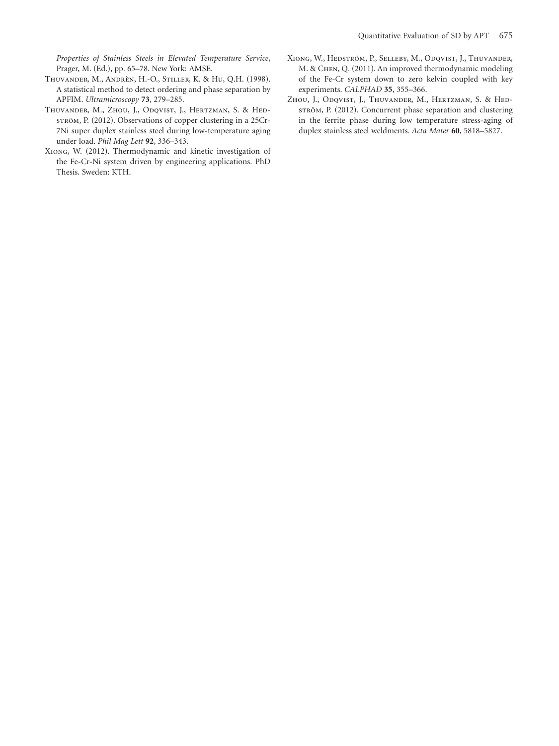*Properties of Stainless Steels in Elevated Temperature Service*, Prager, M. (Ed.), pp. 65–78. New York: AMSE.

Thuvander, M., Andrèn, H.-O., Stiller, K. & Hu, Q.H. (1998). A statistical method to detect ordering and phase separation by APFIM. *Ultramicroscopy* **73**, 279–285.

Thuvander, M., Zhou, J., Odqvist, J., Hertzman, S. & Hedström, P. (2012). Observations of copper clustering in a 25Cr-7Ni super duplex stainless steel during low-temperature aging under load. *Phil Mag Lett* **92**, 336–343.

Xiong, W. (2012). Thermodynamic and kinetic investigation of the Fe-Cr-Ni system driven by engineering applications. PhD Thesis. Sweden: KTH.

Xiong, W., Hedström, P., Selleby, M., Odqvist, J., Thuvander, M. & Chen, Q. (2011). An improved thermodynamic modeling of the Fe-Cr system down to zero kelvin coupled with key experiments. *CALPHAD* **35**, 355–366.

Zhou, J., Odqvist, J., Thuvander, M., Hertzman, S. & Hedström, P. (2012). Concurrent phase separation and clustering in the ferrite phase during low temperature stress-aging of duplex stainless steel weldments. *Acta Mater* **60**, 5818–5827.